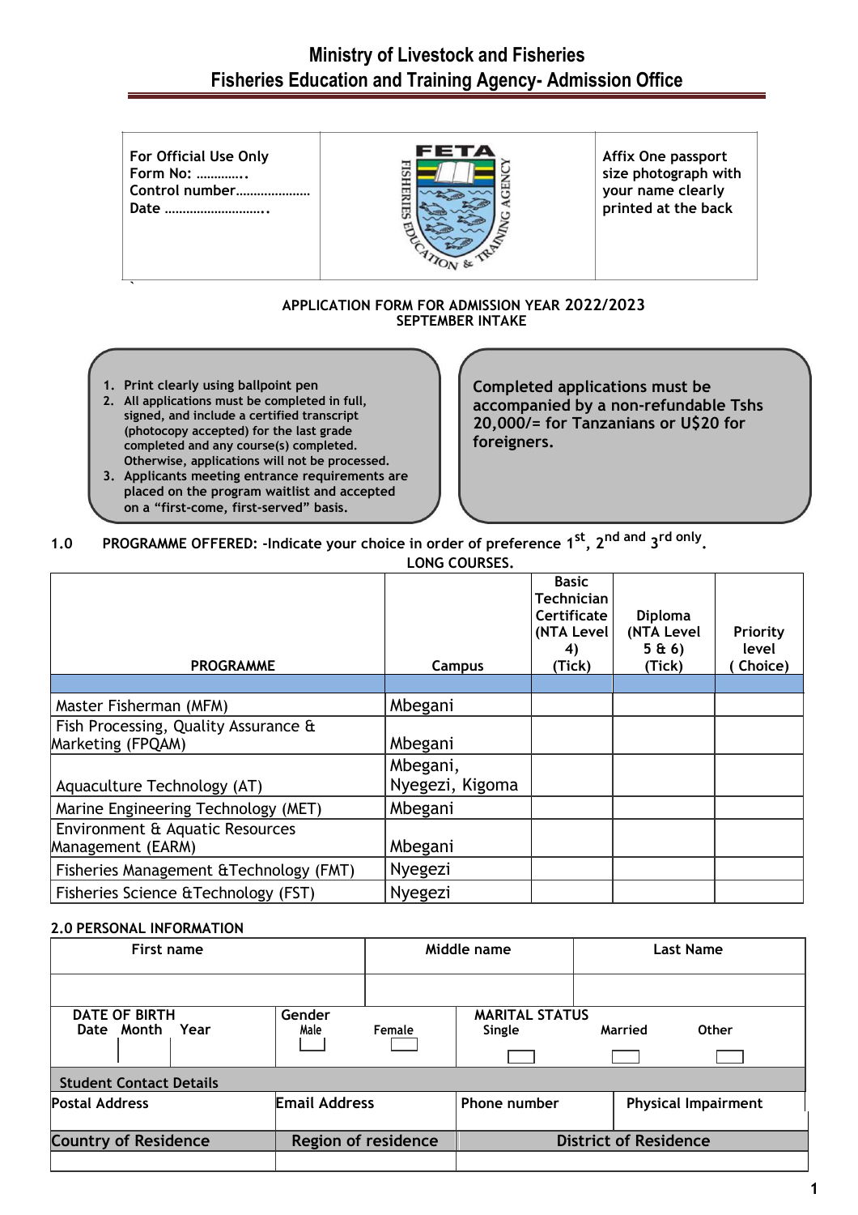# Ministry of Livestock and Fisheries
## Fisheries Education and Training Agency- Admission Office

| | | |
|---|---|---|
| For Official Use Only<br>Form No: …………..<br>Control number…………………<br>Date ……………………….. | FETA<br>FISHERIES EDUCATION & TRAINING AGENCY | Affix One passport size photograph with your name clearly printed at the back |

**APPLICATION FORM FOR ADMISSION YEAR 2022/2023**
**SEPTEMBER INTAKE**

1. Print clearly using ballpoint pen
2. All applications must be completed in full, signed, and include a certified transcript (photocopy accepted) for the last grade completed and any course(s) completed. Otherwise, applications will not be processed.
3. Applicants meeting entrance requirements are placed on the program waitlist and accepted on a "first-come, first-served" basis.

**Completed applications must be accompanied by a non-refundable Tshs 20,000/= for Tanzanians or U$20 for foreigners.**

**1.0 PROGRAMME OFFERED: -Indicate your choice in order of preference 1st, 2nd and 3rd only.**

**LONG COURSES.**

| PROGRAMME | Campus | Basic Technician Certificate (NTA Level 4) (Tick) | Diploma (NTA Level 5 & 6) (Tick) | Priority level ( Choice) |
|---|---|---|---|---|
| | | | | |
| Master Fisherman (MFM) | Mbegani | | | |
| Fish Processing, Quality Assurance & Marketing (FPQAM) | Mbegani | | | |
| Aquaculture Technology (AT) | Mbegani, Nyegezi, Kigoma | | | |
| Marine Engineering Technology (MET) | Mbegani | | | |
| Environment & Aquatic Resources Management (EARM) | Mbegani | | | |
| Fisheries Management &Technology (FMT) | Nyegezi | | | |
| Fisheries Science &Technology (FST) | Nyegezi | | | |

**2.0 PERSONAL INFORMATION**

| First name | | Middle name | | Last Name |
|---|---|---|---|---|
| | | | | |
| DATE OF BIRTH<br>Date Month Year | Gender<br>Male ☐ Female ☐ | MARITAL STATUS<br>Single ☐ | Married ☐ | Other ☐ |
| **Student Contact Details** | | | | |
| Postal Address | Email Address | Phone number | Physical Impairment | |
| Country of Residence | Region of residence | District of Residence | | |
| | | | | |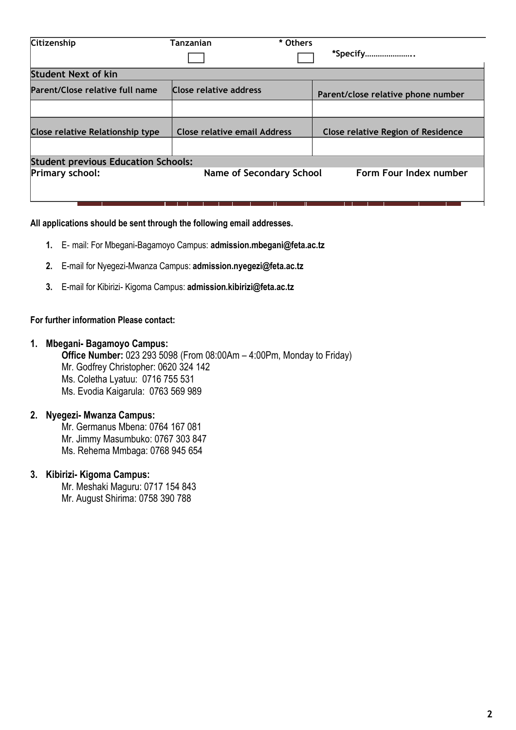| Citizenship | Tanzanian | * Others | *Specify………………….. |
|---|---|---|---|
| | ☐ | ☐ | |

| Student Next of kin | | |
|---|---|---|
| **Parent/Close relative full name** | **Close relative address** | **Parent/close relative phone number** |
| | | |
| **Close relative Relationship type** | **Close relative email Address** | **Close relative Region of Residence** |
| | | |

| Student previous Education Schools: | | |
|---|---|---|
| **Primary school:** | **Name of Secondary School** | **Form Four Index number** |
| | | |

**All applications should be sent through the following email addresses.**

1. E- mail: For Mbegani-Bagamoyo Campus: **admission.mbegani@feta.ac.tz**
2. E-mail for Nyegezi-Mwanza Campus: **admission.nyegezi@feta.ac.tz**
3. E-mail for Kibirizi- Kigoma Campus: **admission.kibirizi@feta.ac.tz**

**For further information Please contact:**

1. **Mbegani- Bagamoyo Campus:**
   **Office Number:** 023 293 5098 (From 08:00Am – 4:00Pm, Monday to Friday)
   Mr. Godfrey Christopher: 0620 324 142
   Ms. Coletha Lyatuu: 0716 755 531
   Ms. Evodia Kaigarula: 0763 569 989

2. **Nyegezi- Mwanza Campus:**
   Mr. Germanus Mbena: 0764 167 081
   Mr. Jimmy Masumbuko: 0767 303 847
   Ms. Rehema Mmbaga: 0768 945 654

3. **Kibirizi- Kigoma Campus:**
   Mr. Meshaki Maguru: 0717 154 843
   Mr. August Shirima: 0758 390 788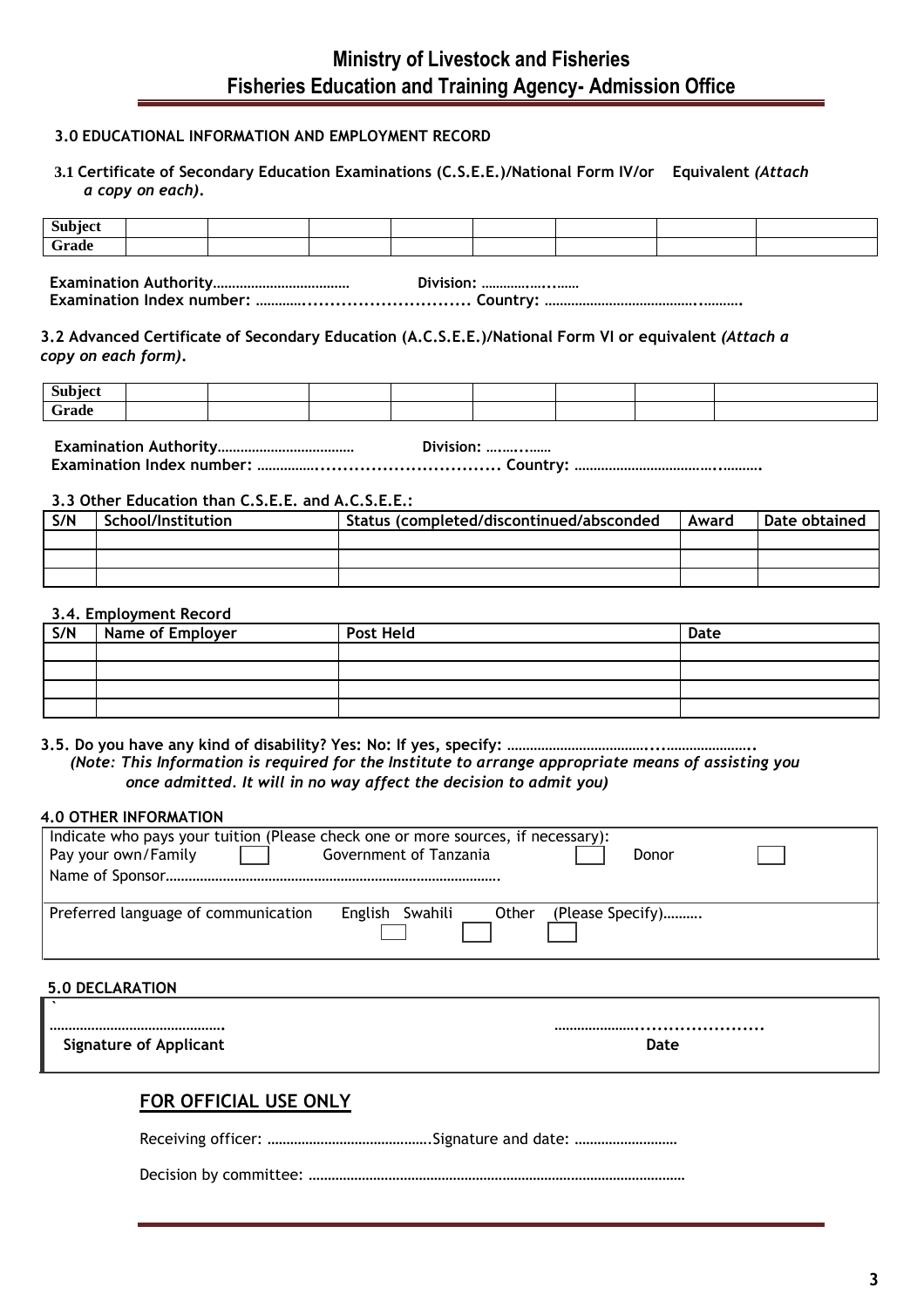## Ministry of Livestock and Fisheries
## Fisheries Education and Training Agency- Admission Office

**3.0 EDUCATIONAL INFORMATION AND EMPLOYMENT RECORD**

**3.1 Certificate of Secondary Education Examinations (C.S.E.E.)/National Form IV/or Equivalent** ***(Attach a copy on each).***

| **Subject** | | | | | | | | |
|---|---|---|---|---|---|---|---|---|
| **Grade** | | | | | | | | |

**Examination Authority……………………………… Division: ……………..……**
**Examination Index number: …………............................. Country: ……………………………….……….**

**3.2 Advanced Certificate of Secondary Education (A.C.S.E.E.)/National Form VI or equivalent** ***(Attach a copy on each form).***

| **Subject** | | | | | | | | |
|---|---|---|---|---|---|---|---|---|
| **Grade** | | | | | | | | |

**Examination Authority……………………………… Division: ……..…..……**
**Examination Index number: …………….............................. Country: ……………………………..……….**

**3.3 Other Education than C.S.E.E. and A.C.S.E.E.:**

| S/N | School/Institution | Status (completed/discontinued/absconded | Award | Date obtained |
|---|---|---|---|---|
| | | | | |
| | | | | |
| | | | | |

**3.4. Employment Record**

| S/N | Name of Employer | Post Held | Date |
|---|---|---|---|
| | | | |
| | | | |
| | | | |
| | | | |

**3.5. Do you have any kind of disability? Yes: No: If yes, specify: …………………………….....………………….**
***(Note: This Information is required for the Institute to arrange appropriate means of assisting you once admitted. It will in no way affect the decision to admit you)***

**4.0 OTHER INFORMATION**

Indicate who pays your tuition (Please check one or more sources, if necessary):
Pay your own/Family ☐ Government of Tanzania ☐ Donor ☐
Name of Sponsor…………………………………………………………………………….

Preferred language of communication English ☐ Swahili ☐ Other ☐ (Please Specify)……….

**5.0 DECLARATION**

`
………………………………………. ………………….....................

**Signature of Applicant** **Date**

## FOR OFFICIAL USE ONLY

Receiving officer: …………………………………….Signature and date: ………………………

Decision by committee: ……………………………………………………………………………………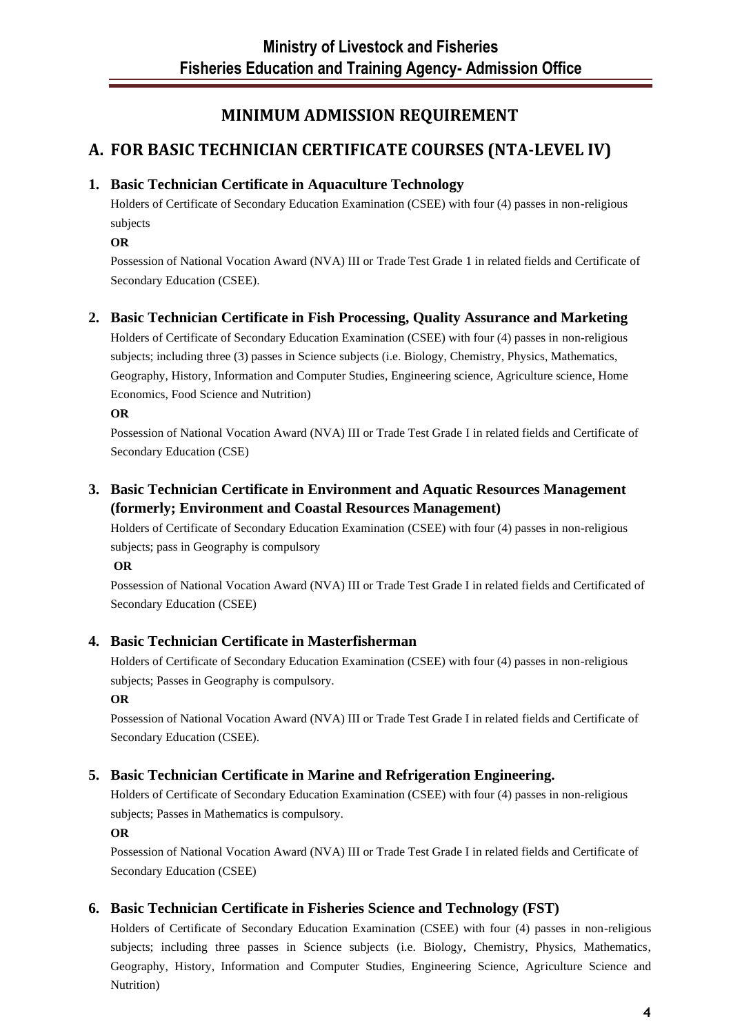## MINIMUM ADMISSION REQUIREMENT

## A. FOR BASIC TECHNICIAN CERTIFICATE COURSES (NTA-LEVEL IV)

### 1. Basic Technician Certificate in Aquaculture Technology

Holders of Certificate of Secondary Education Examination (CSEE) with four (4) passes in non-religious subjects

**OR**

Possession of National Vocation Award (NVA) III or Trade Test Grade 1 in related fields and Certificate of Secondary Education (CSEE).

### 2. Basic Technician Certificate in Fish Processing, Quality Assurance and Marketing

Holders of Certificate of Secondary Education Examination (CSEE) with four (4) passes in non-religious subjects; including three (3) passes in Science subjects (i.e. Biology, Chemistry, Physics, Mathematics, Geography, History, Information and Computer Studies, Engineering science, Agriculture science, Home Economics, Food Science and Nutrition)

**OR**

Possession of National Vocation Award (NVA) III or Trade Test Grade I in related fields and Certificate of Secondary Education (CSE)

### 3. Basic Technician Certificate in Environment and Aquatic Resources Management (formerly; Environment and Coastal Resources Management)

Holders of Certificate of Secondary Education Examination (CSEE) with four (4) passes in non-religious subjects; pass in Geography is compulsory

**OR**

Possession of National Vocation Award (NVA) III or Trade Test Grade I in related fields and Certificated of Secondary Education (CSEE)

### 4. Basic Technician Certificate in Masterfisherman

Holders of Certificate of Secondary Education Examination (CSEE) with four (4) passes in non-religious subjects; Passes in Geography is compulsory.

**OR**

Possession of National Vocation Award (NVA) III or Trade Test Grade I in related fields and Certificate of Secondary Education (CSEE).

### 5. Basic Technician Certificate in Marine and Refrigeration Engineering.

Holders of Certificate of Secondary Education Examination (CSEE) with four (4) passes in non-religious subjects; Passes in Mathematics is compulsory.

**OR**

Possession of National Vocation Award (NVA) III or Trade Test Grade I in related fields and Certificate of Secondary Education (CSEE)

### 6. Basic Technician Certificate in Fisheries Science and Technology (FST)

Holders of Certificate of Secondary Education Examination (CSEE) with four (4) passes in non-religious subjects; including three passes in Science subjects (i.e. Biology, Chemistry, Physics, Mathematics, Geography, History, Information and Computer Studies, Engineering Science, Agriculture Science and Nutrition)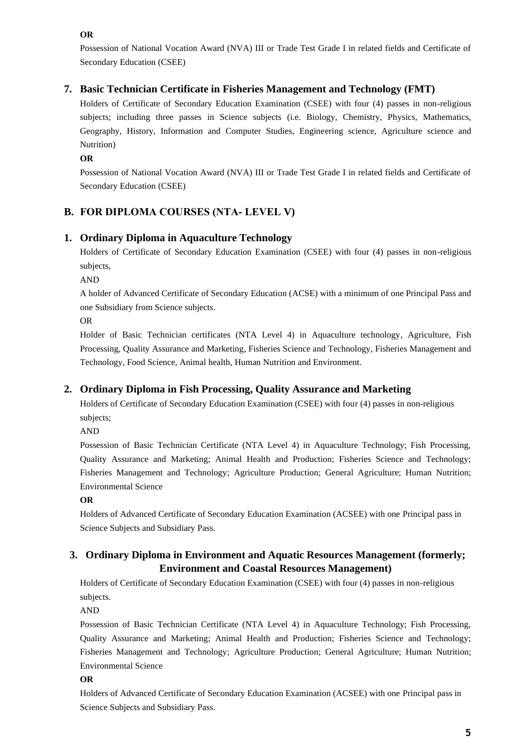**OR**

Possession of National Vocation Award (NVA) III or Trade Test Grade I in related fields and Certificate of Secondary Education (CSEE)

### 7. Basic Technician Certificate in Fisheries Management and Technology (FMT)

Holders of Certificate of Secondary Education Examination (CSEE) with four (4) passes in non-religious subjects; including three passes in Science subjects (i.e. Biology, Chemistry, Physics, Mathematics, Geography, History, Information and Computer Studies, Engineering science, Agriculture science and Nutrition)

**OR**

Possession of National Vocation Award (NVA) III or Trade Test Grade I in related fields and Certificate of Secondary Education (CSEE)

## B. FOR DIPLOMA COURSES (NTA- LEVEL V)

### 1. Ordinary Diploma in Aquaculture Technology

Holders of Certificate of Secondary Education Examination (CSEE) with four (4) passes in non-religious subjects,

AND

A holder of Advanced Certificate of Secondary Education (ACSE) with a minimum of one Principal Pass and one Subsidiary from Science subjects.

OR

Holder of Basic Technician certificates (NTA Level 4) in Aquaculture technology, Agriculture, Fish Processing, Quality Assurance and Marketing, Fisheries Science and Technology, Fisheries Management and Technology, Food Science, Animal health, Human Nutrition and Environment.

### 2. Ordinary Diploma in Fish Processing, Quality Assurance and Marketing

Holders of Certificate of Secondary Education Examination (CSEE) with four (4) passes in non-religious subjects;

AND

Possession of Basic Technician Certificate (NTA Level 4) in Aquaculture Technology; Fish Processing, Quality Assurance and Marketing; Animal Health and Production; Fisheries Science and Technology; Fisheries Management and Technology; Agriculture Production; General Agriculture; Human Nutrition; Environmental Science

**OR**

Holders of Advanced Certificate of Secondary Education Examination (ACSEE) with one Principal pass in Science Subjects and Subsidiary Pass.

### 3. Ordinary Diploma in Environment and Aquatic Resources Management (formerly; Environment and Coastal Resources Management)

Holders of Certificate of Secondary Education Examination (CSEE) with four (4) passes in non-religious subjects.

AND

Possession of Basic Technician Certificate (NTA Level 4) in Aquaculture Technology; Fish Processing, Quality Assurance and Marketing; Animal Health and Production; Fisheries Science and Technology; Fisheries Management and Technology; Agriculture Production; General Agriculture; Human Nutrition; Environmental Science

**OR**

Holders of Advanced Certificate of Secondary Education Examination (ACSEE) with one Principal pass in Science Subjects and Subsidiary Pass.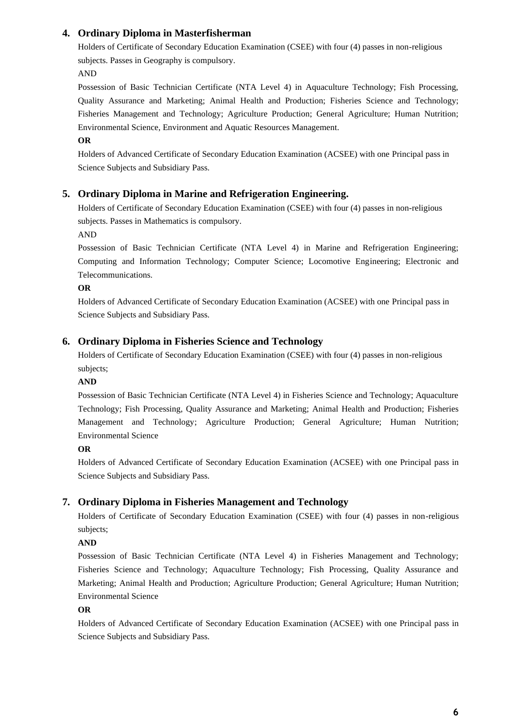### 4. Ordinary Diploma in Masterfisherman

Holders of Certificate of Secondary Education Examination (CSEE) with four (4) passes in non-religious subjects. Passes in Geography is compulsory.

AND

Possession of Basic Technician Certificate (NTA Level 4) in Aquaculture Technology; Fish Processing, Quality Assurance and Marketing; Animal Health and Production; Fisheries Science and Technology; Fisheries Management and Technology; Agriculture Production; General Agriculture; Human Nutrition; Environmental Science, Environment and Aquatic Resources Management.

**OR**

Holders of Advanced Certificate of Secondary Education Examination (ACSEE) with one Principal pass in Science Subjects and Subsidiary Pass.

### 5. Ordinary Diploma in Marine and Refrigeration Engineering.

Holders of Certificate of Secondary Education Examination (CSEE) with four (4) passes in non-religious subjects. Passes in Mathematics is compulsory.

AND

Possession of Basic Technician Certificate (NTA Level 4) in Marine and Refrigeration Engineering; Computing and Information Technology; Computer Science; Locomotive Engineering; Electronic and Telecommunications.

**OR**

Holders of Advanced Certificate of Secondary Education Examination (ACSEE) with one Principal pass in Science Subjects and Subsidiary Pass.

### 6. Ordinary Diploma in Fisheries Science and Technology

Holders of Certificate of Secondary Education Examination (CSEE) with four (4) passes in non-religious subjects;

**AND**

Possession of Basic Technician Certificate (NTA Level 4) in Fisheries Science and Technology; Aquaculture Technology; Fish Processing, Quality Assurance and Marketing; Animal Health and Production; Fisheries Management and Technology; Agriculture Production; General Agriculture; Human Nutrition; Environmental Science

**OR**

Holders of Advanced Certificate of Secondary Education Examination (ACSEE) with one Principal pass in Science Subjects and Subsidiary Pass.

### 7. Ordinary Diploma in Fisheries Management and Technology

Holders of Certificate of Secondary Education Examination (CSEE) with four (4) passes in non-religious subjects;

**AND**

Possession of Basic Technician Certificate (NTA Level 4) in Fisheries Management and Technology; Fisheries Science and Technology; Aquaculture Technology; Fish Processing, Quality Assurance and Marketing; Animal Health and Production; Agriculture Production; General Agriculture; Human Nutrition; Environmental Science

**OR**

Holders of Advanced Certificate of Secondary Education Examination (ACSEE) with one Principal pass in Science Subjects and Subsidiary Pass.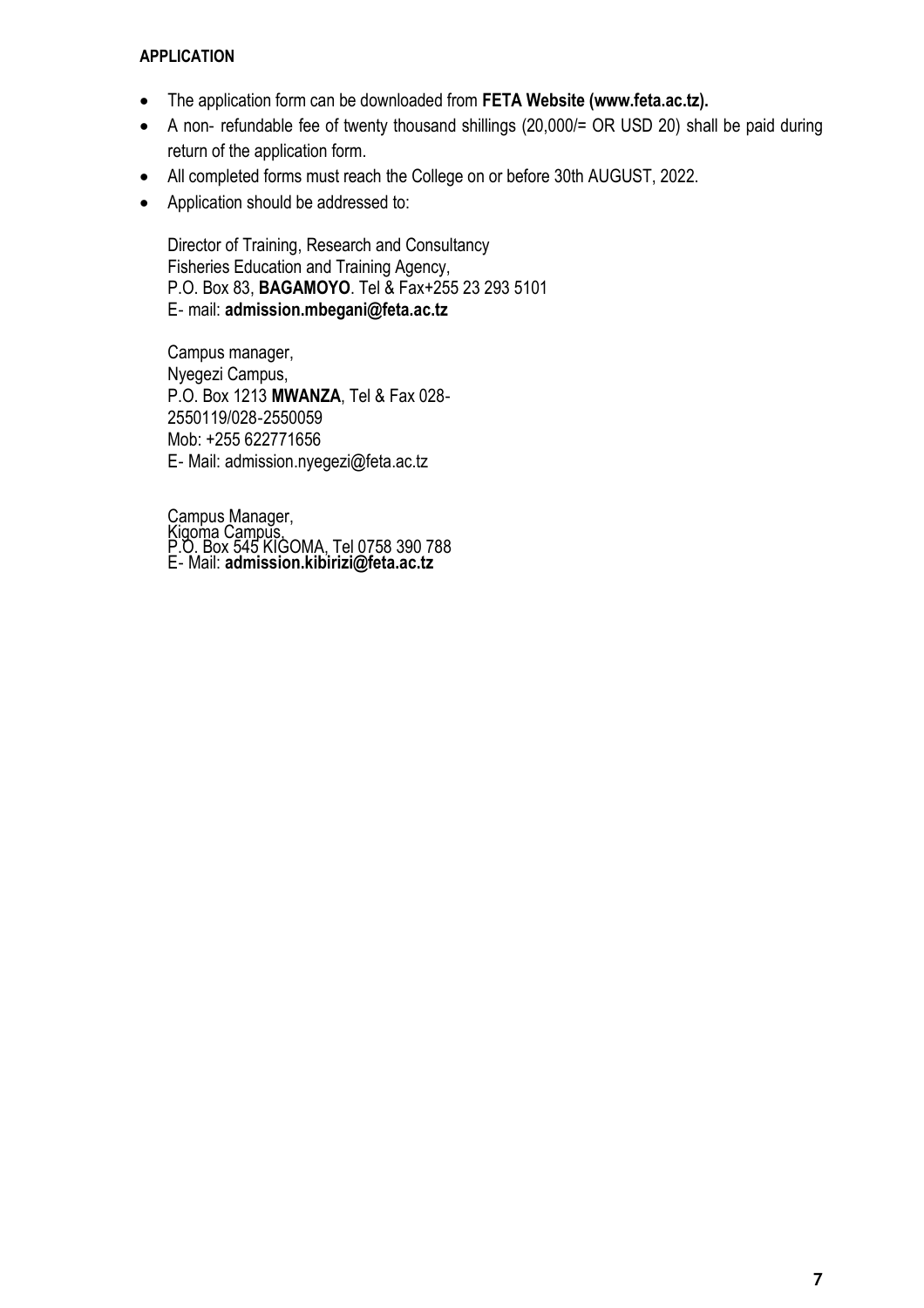**APPLICATION**

- The application form can be downloaded from **FETA Website (www.feta.ac.tz).**
- A non- refundable fee of twenty thousand shillings (20,000/= OR USD 20) shall be paid during return of the application form.
- All completed forms must reach the College on or before 30th AUGUST, 2022.
- Application should be addressed to:

Director of Training, Research and Consultancy
Fisheries Education and Training Agency,
P.O. Box 83, **BAGAMOYO**. Tel & Fax+255 23 293 5101
E- mail: **admission.mbegani@feta.ac.tz**

Campus manager,
Nyegezi Campus,
P.O. Box 1213 **MWANZA**, Tel & Fax 028-2550119/028-2550059
Mob: +255 622771656
E- Mail: admission.nyegezi@feta.ac.tz

Campus Manager,
Kigoma Campus,
P.O. Box 545 KIGOMA, Tel 0758 390 788
E- Mail: **admission.kibirizi@feta.ac.tz**